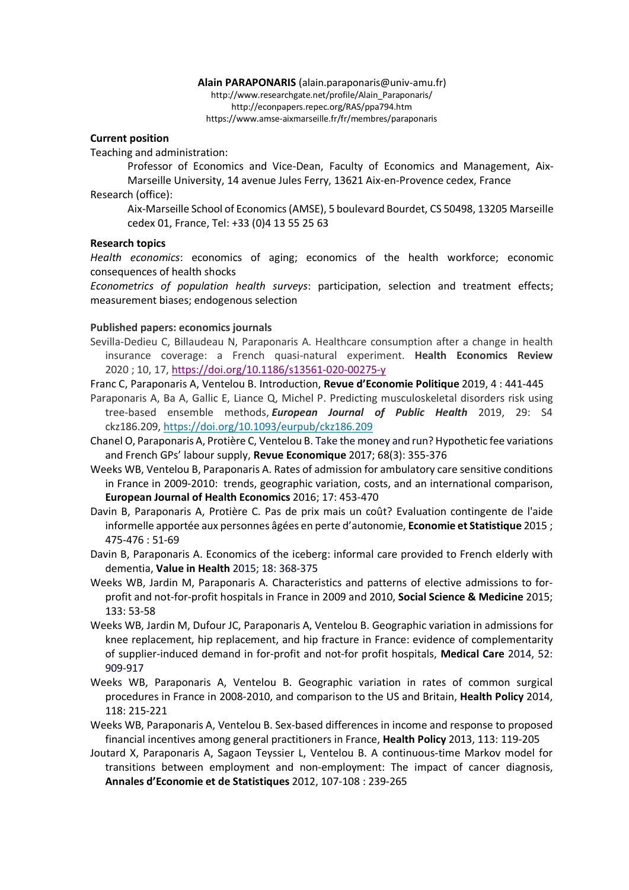**Alain PARAPONARIS** (alain.paraponaris@univ-amu.fr)
http://www.researchgate.net/profile/Alain_Paraponaris/
http://econpapers.repec.org/RAS/ppa794.htm
https://www.amse-aixmarseille.fr/fr/membres/paraponaris

**Current position**

Teaching and administration:

Professor of Economics and Vice-Dean, Faculty of Economics and Management, Aix-Marseille University, 14 avenue Jules Ferry, 13621 Aix-en-Provence cedex, France

Research (office):

Aix-Marseille School of Economics (AMSE), 5 boulevard Bourdet, CS 50498, 13205 Marseille cedex 01, France, Tel: +33 (0)4 13 55 25 63

**Research topics**

*Health economics*: economics of aging; economics of the health workforce; economic consequences of health shocks

*Econometrics of population health surveys*: participation, selection and treatment effects; measurement biases; endogenous selection

**Published papers: economics journals**

Sevilla-Dedieu C, Billaudeau N, Paraponaris A. Healthcare consumption after a change in health insurance coverage: a French quasi-natural experiment. **Health Economics Review** 2020 ; 10, 17, https://doi.org/10.1186/s13561-020-00275-y

Franc C, Paraponaris A, Ventelou B. Introduction, **Revue d'Economie Politique** 2019, 4 : 441-445

Paraponaris A, Ba A, Gallic E, Liance Q, Michel P. Predicting musculoskeletal disorders risk using tree-based ensemble methods, ***European Journal of Public Health*** 2019, 29: S4 ckz186.209, https://doi.org/10.1093/eurpub/ckz186.209

Chanel O, Paraponaris A, Protière C, Ventelou B. Take the money and run? Hypothetic fee variations and French GPs' labour supply, **Revue Economique** 2017; 68(3): 355-376

Weeks WB, Ventelou B, Paraponaris A. Rates of admission for ambulatory care sensitive conditions in France in 2009-2010: trends, geographic variation, costs, and an international comparison, **European Journal of Health Economics** 2016; 17: 453-470

Davin B, Paraponaris A, Protière C. Pas de prix mais un coût? Evaluation contingente de l'aide informelle apportée aux personnes âgées en perte d'autonomie, **Economie et Statistique** 2015 ; 475-476 : 51-69

Davin B, Paraponaris A. Economics of the iceberg: informal care provided to French elderly with dementia, **Value in Health** 2015; 18: 368-375

Weeks WB, Jardin M, Paraponaris A. Characteristics and patterns of elective admissions to for-profit and not-for-profit hospitals in France in 2009 and 2010, **Social Science & Medicine** 2015; 133: 53-58

Weeks WB, Jardin M, Dufour JC, Paraponaris A, Ventelou B. Geographic variation in admissions for knee replacement, hip replacement, and hip fracture in France: evidence of complementarity of supplier-induced demand in for-profit and not-for profit hospitals, **Medical Care** 2014, 52: 909-917

Weeks WB, Paraponaris A, Ventelou B. Geographic variation in rates of common surgical procedures in France in 2008-2010, and comparison to the US and Britain, **Health Policy** 2014, 118: 215-221

Weeks WB, Paraponaris A, Ventelou B. Sex-based differences in income and response to proposed financial incentives among general practitioners in France, **Health Policy** 2013, 113: 119-205

Joutard X, Paraponaris A, Sagaon Teyssier L, Ventelou B. A continuous-time Markov model for transitions between employment and non-employment: The impact of cancer diagnosis, **Annales d'Economie et de Statistiques** 2012, 107-108 : 239-265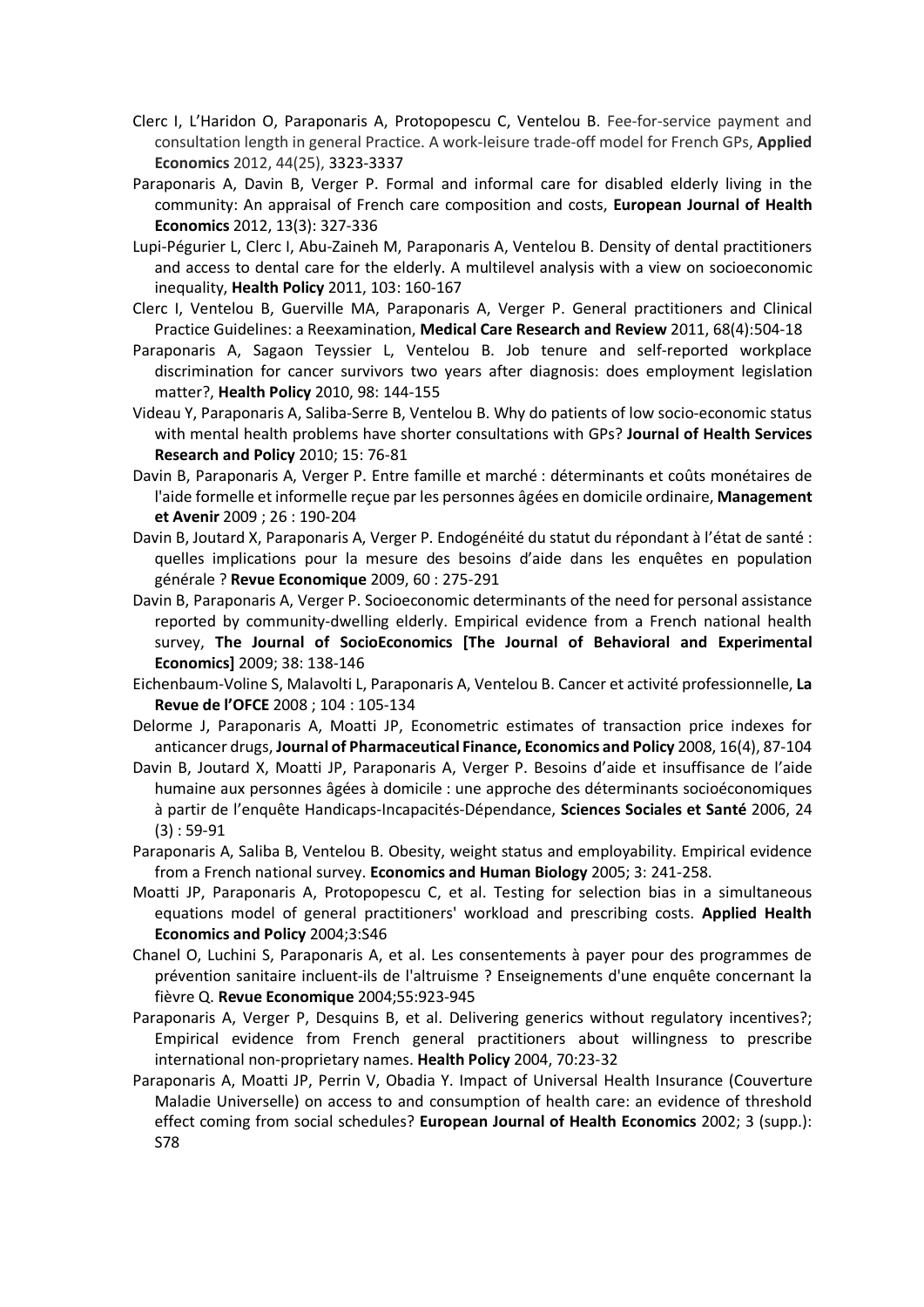Clerc I, L'Haridon O, Paraponaris A, Protopopescu C, Ventelou B. Fee-for-service payment and consultation length in general Practice. A work-leisure trade-off model for French GPs, **Applied Economics** 2012, 44(25), 3323-3337

Paraponaris A, Davin B, Verger P. Formal and informal care for disabled elderly living in the community: An appraisal of French care composition and costs, **European Journal of Health Economics** 2012, 13(3): 327-336

Lupi-Pégurier L, Clerc I, Abu-Zaineh M, Paraponaris A, Ventelou B. Density of dental practitioners and access to dental care for the elderly. A multilevel analysis with a view on socioeconomic inequality, **Health Policy** 2011, 103: 160-167

Clerc I, Ventelou B, Guerville MA, Paraponaris A, Verger P. General practitioners and Clinical Practice Guidelines: a Reexamination, **Medical Care Research and Review** 2011, 68(4):504-18

Paraponaris A, Sagaon Teyssier L, Ventelou B. Job tenure and self-reported workplace discrimination for cancer survivors two years after diagnosis: does employment legislation matter?, **Health Policy** 2010, 98: 144-155

Videau Y, Paraponaris A, Saliba-Serre B, Ventelou B. Why do patients of low socio-economic status with mental health problems have shorter consultations with GPs? **Journal of Health Services Research and Policy** 2010; 15: 76-81

Davin B, Paraponaris A, Verger P. Entre famille et marché : déterminants et coûts monétaires de l'aide formelle et informelle reçue par les personnes âgées en domicile ordinaire, **Management et Avenir** 2009 ; 26 : 190-204

Davin B, Joutard X, Paraponaris A, Verger P. Endogénéité du statut du répondant à l'état de santé : quelles implications pour la mesure des besoins d'aide dans les enquêtes en population générale ? **Revue Economique** 2009, 60 : 275-291

Davin B, Paraponaris A, Verger P. Socioeconomic determinants of the need for personal assistance reported by community-dwelling elderly. Empirical evidence from a French national health survey, **The Journal of SocioEconomics [The Journal of Behavioral and Experimental Economics]** 2009; 38: 138-146

Eichenbaum-Voline S, Malavolti L, Paraponaris A, Ventelou B. Cancer et activité professionnelle, **La Revue de l'OFCE** 2008 ; 104 : 105-134

Delorme J, Paraponaris A, Moatti JP, Econometric estimates of transaction price indexes for anticancer drugs, **Journal of Pharmaceutical Finance, Economics and Policy** 2008, 16(4), 87-104

Davin B, Joutard X, Moatti JP, Paraponaris A, Verger P. Besoins d'aide et insuffisance de l'aide humaine aux personnes âgées à domicile : une approche des déterminants socioéconomiques à partir de l'enquête Handicaps-Incapacités-Dépendance, **Sciences Sociales et Santé** 2006, 24 (3) : 59-91

Paraponaris A, Saliba B, Ventelou B. Obesity, weight status and employability. Empirical evidence from a French national survey. **Economics and Human Biology** 2005; 3: 241-258.

Moatti JP, Paraponaris A, Protopopescu C, et al. Testing for selection bias in a simultaneous equations model of general practitioners' workload and prescribing costs. **Applied Health Economics and Policy** 2004;3:S46

Chanel O, Luchini S, Paraponaris A, et al. Les consentements à payer pour des programmes de prévention sanitaire incluent-ils de l'altruisme ? Enseignements d'une enquête concernant la fièvre Q. **Revue Economique** 2004;55:923-945

Paraponaris A, Verger P, Desquins B, et al. Delivering generics without regulatory incentives?; Empirical evidence from French general practitioners about willingness to prescribe international non-proprietary names. **Health Policy** 2004, 70:23-32

Paraponaris A, Moatti JP, Perrin V, Obadia Y. Impact of Universal Health Insurance (Couverture Maladie Universelle) on access to and consumption of health care: an evidence of threshold effect coming from social schedules? **European Journal of Health Economics** 2002; 3 (supp.): S78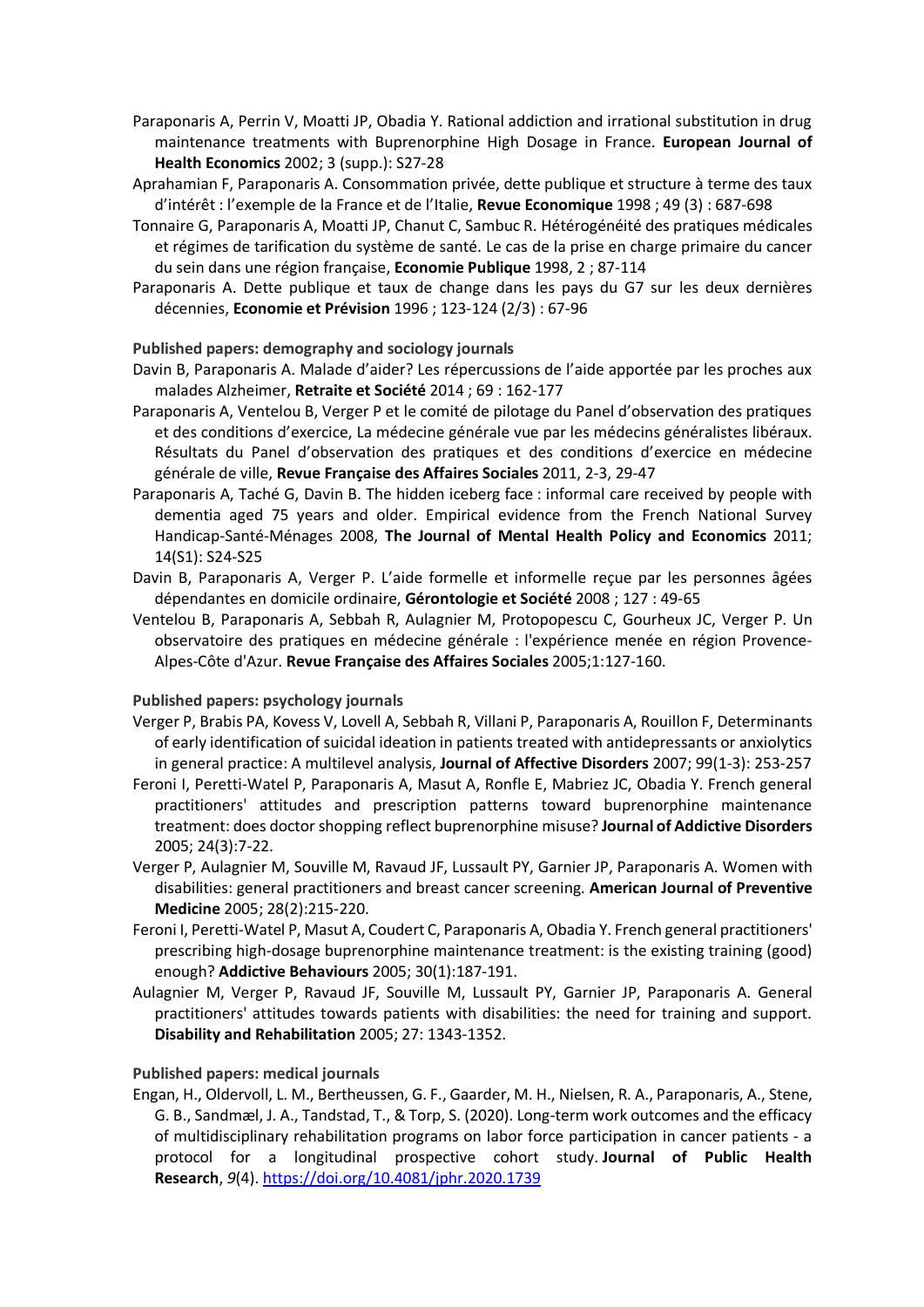Paraponaris A, Perrin V, Moatti JP, Obadia Y. Rational addiction and irrational substitution in drug maintenance treatments with Buprenorphine High Dosage in France. **European Journal of Health Economics** 2002; 3 (supp.): S27-28

Aprahamian F, Paraponaris A. Consommation privée, dette publique et structure à terme des taux d'intérêt : l'exemple de la France et de l'Italie, **Revue Economique** 1998 ; 49 (3) : 687-698

Tonnaire G, Paraponaris A, Moatti JP, Chanut C, Sambuc R. Hétérogénéité des pratiques médicales et régimes de tarification du système de santé. Le cas de la prise en charge primaire du cancer du sein dans une région française, **Economie Publique** 1998, 2 ; 87-114

Paraponaris A. Dette publique et taux de change dans les pays du G7 sur les deux dernières décennies, **Economie et Prévision** 1996 ; 123-124 (2/3) : 67-96

**Published papers: demography and sociology journals**

Davin B, Paraponaris A. Malade d'aider? Les répercussions de l'aide apportée par les proches aux malades Alzheimer, **Retraite et Société** 2014 ; 69 : 162-177

Paraponaris A, Ventelou B, Verger P et le comité de pilotage du Panel d'observation des pratiques et des conditions d'exercice, La médecine générale vue par les médecins généralistes libéraux. Résultats du Panel d'observation des pratiques et des conditions d'exercice en médecine générale de ville, **Revue Française des Affaires Sociales** 2011, 2-3, 29-47

Paraponaris A, Taché G, Davin B. The hidden iceberg face : informal care received by people with dementia aged 75 years and older. Empirical evidence from the French National Survey Handicap-Santé-Ménages 2008, **The Journal of Mental Health Policy and Economics** 2011; 14(S1): S24-S25

Davin B, Paraponaris A, Verger P. L'aide formelle et informelle reçue par les personnes âgées dépendantes en domicile ordinaire, **Gérontologie et Société** 2008 ; 127 : 49-65

Ventelou B, Paraponaris A, Sebbah R, Aulagnier M, Protopopescu C, Gourheux JC, Verger P. Un observatoire des pratiques en médecine générale : l'expérience menée en région Provence-Alpes-Côte d'Azur. **Revue Française des Affaires Sociales** 2005;1:127-160.

**Published papers: psychology journals**

Verger P, Brabis PA, Kovess V, Lovell A, Sebbah R, Villani P, Paraponaris A, Rouillon F, Determinants of early identification of suicidal ideation in patients treated with antidepressants or anxiolytics in general practice: A multilevel analysis, **Journal of Affective Disorders** 2007; 99(1-3): 253-257

Feroni I, Peretti-Watel P, Paraponaris A, Masut A, Ronfle E, Mabriez JC, Obadia Y. French general practitioners' attitudes and prescription patterns toward buprenorphine maintenance treatment: does doctor shopping reflect buprenorphine misuse? **Journal of Addictive Disorders** 2005; 24(3):7-22.

Verger P, Aulagnier M, Souville M, Ravaud JF, Lussault PY, Garnier JP, Paraponaris A. Women with disabilities: general practitioners and breast cancer screening. **American Journal of Preventive Medicine** 2005; 28(2):215-220.

Feroni I, Peretti-Watel P, Masut A, Coudert C, Paraponaris A, Obadia Y. French general practitioners' prescribing high-dosage buprenorphine maintenance treatment: is the existing training (good) enough? **Addictive Behaviours** 2005; 30(1):187-191.

Aulagnier M, Verger P, Ravaud JF, Souville M, Lussault PY, Garnier JP, Paraponaris A. General practitioners' attitudes towards patients with disabilities: the need for training and support. **Disability and Rehabilitation** 2005; 27: 1343-1352.

**Published papers: medical journals**

Engan, H., Oldervoll, L. M., Bertheussen, G. F., Gaarder, M. H., Nielsen, R. A., Paraponaris, A., Stene, G. B., Sandmæl, J. A., Tandstad, T., & Torp, S. (2020). Long-term work outcomes and the efficacy of multidisciplinary rehabilitation programs on labor force participation in cancer patients - a protocol for a longitudinal prospective cohort study. **Journal of Public Health Research**, *9*(4). https://doi.org/10.4081/jphr.2020.1739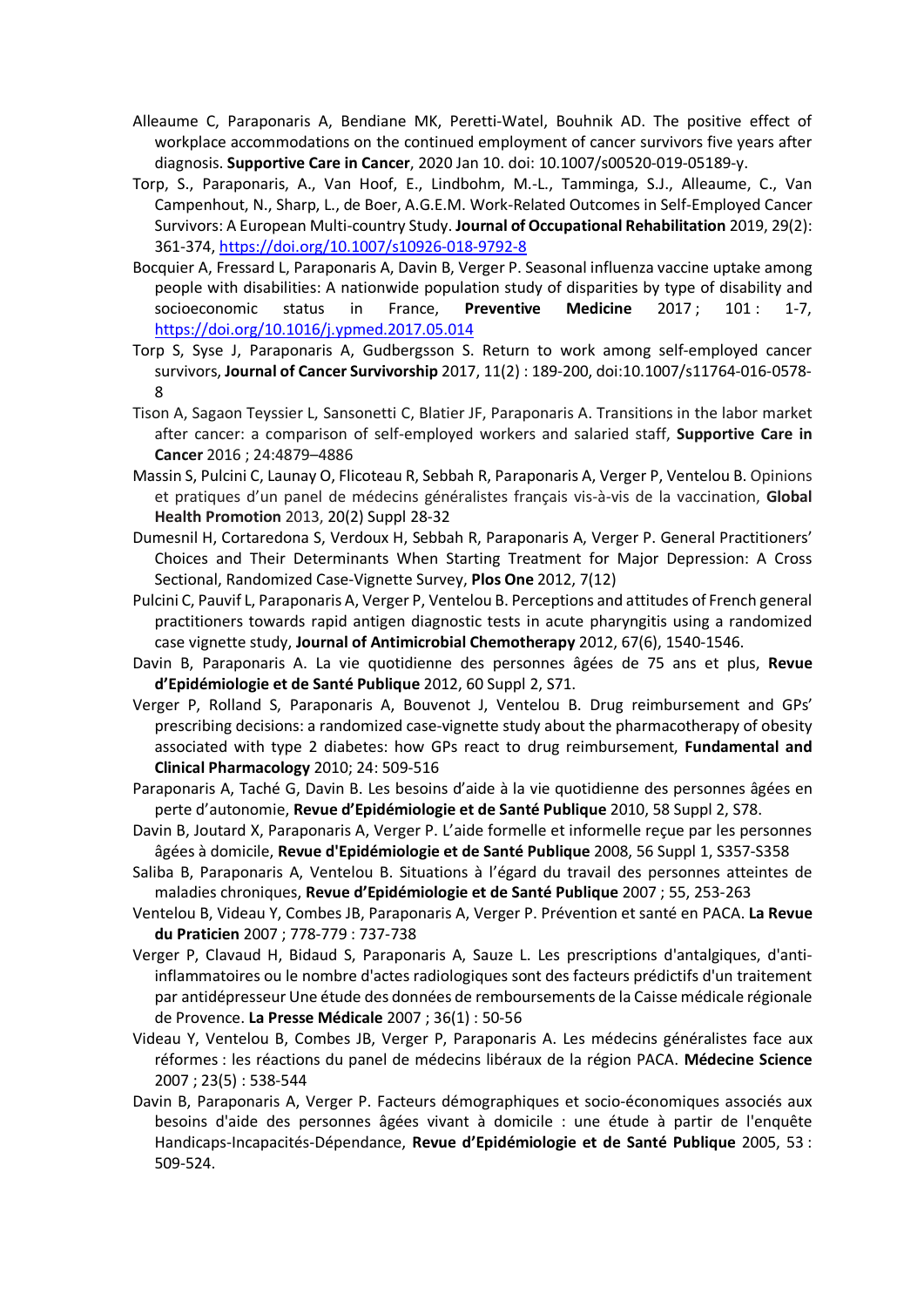Alleaume C, Paraponaris A, Bendiane MK, Peretti-Watel, Bouhnik AD. The positive effect of workplace accommodations on the continued employment of cancer survivors five years after diagnosis. **Supportive Care in Cancer**, 2020 Jan 10. doi: 10.1007/s00520-019-05189-y.

Torp, S., Paraponaris, A., Van Hoof, E., Lindbohm, M.-L., Tamminga, S.J., Alleaume, C., Van Campenhout, N., Sharp, L., de Boer, A.G.E.M. Work-Related Outcomes in Self-Employed Cancer Survivors: A European Multi-country Study. **Journal of Occupational Rehabilitation** 2019, 29(2): 361-374, https://doi.org/10.1007/s10926-018-9792-8

Bocquier A, Fressard L, Paraponaris A, Davin B, Verger P. Seasonal influenza vaccine uptake among people with disabilities: A nationwide population study of disparities by type of disability and socioeconomic status in France, **Preventive Medicine** 2017 ; 101 : 1-7, https://doi.org/10.1016/j.ypmed.2017.05.014

Torp S, Syse J, Paraponaris A, Gudbergsson S. Return to work among self-employed cancer survivors, **Journal of Cancer Survivorship** 2017, 11(2) : 189-200, doi:10.1007/s11764-016-0578-8

Tison A, Sagaon Teyssier L, Sansonetti C, Blatier JF, Paraponaris A. Transitions in the labor market after cancer: a comparison of self-employed workers and salaried staff, **Supportive Care in Cancer** 2016 ; 24:4879–4886

Massin S, Pulcini C, Launay O, Flicoteau R, Sebbah R, Paraponaris A, Verger P, Ventelou B. Opinions et pratiques d'un panel de médecins généralistes français vis-à-vis de la vaccination, **Global Health Promotion** 2013, 20(2) Suppl 28-32

Dumesnil H, Cortaredona S, Verdoux H, Sebbah R, Paraponaris A, Verger P. General Practitioners' Choices and Their Determinants When Starting Treatment for Major Depression: A Cross Sectional, Randomized Case-Vignette Survey, **Plos One** 2012, 7(12)

Pulcini C, Pauvif L, Paraponaris A, Verger P, Ventelou B. Perceptions and attitudes of French general practitioners towards rapid antigen diagnostic tests in acute pharyngitis using a randomized case vignette study, **Journal of Antimicrobial Chemotherapy** 2012, 67(6), 1540-1546.

Davin B, Paraponaris A. La vie quotidienne des personnes âgées de 75 ans et plus, **Revue d'Epidémiologie et de Santé Publique** 2012, 60 Suppl 2, S71.

Verger P, Rolland S, Paraponaris A, Bouvenot J, Ventelou B. Drug reimbursement and GPs' prescribing decisions: a randomized case-vignette study about the pharmacotherapy of obesity associated with type 2 diabetes: how GPs react to drug reimbursement, **Fundamental and Clinical Pharmacology** 2010; 24: 509-516

Paraponaris A, Taché G, Davin B. Les besoins d'aide à la vie quotidienne des personnes âgées en perte d'autonomie, **Revue d'Epidémiologie et de Santé Publique** 2010, 58 Suppl 2, S78.

Davin B, Joutard X, Paraponaris A, Verger P. L'aide formelle et informelle reçue par les personnes âgées à domicile, **Revue d'Epidémiologie et de Santé Publique** 2008, 56 Suppl 1, S357-S358

Saliba B, Paraponaris A, Ventelou B. Situations à l'égard du travail des personnes atteintes de maladies chroniques, **Revue d'Epidémiologie et de Santé Publique** 2007 ; 55, 253-263

Ventelou B, Videau Y, Combes JB, Paraponaris A, Verger P. Prévention et santé en PACA. **La Revue du Praticien** 2007 ; 778-779 : 737-738

Verger P, Clavaud H, Bidaud S, Paraponaris A, Sauze L. Les prescriptions d'antalgiques, d'anti-inflammatoires ou le nombre d'actes radiologiques sont des facteurs prédictifs d'un traitement par antidépresseur Une étude des données de remboursements de la Caisse médicale régionale de Provence. **La Presse Médicale** 2007 ; 36(1) : 50-56

Videau Y, Ventelou B, Combes JB, Verger P, Paraponaris A. Les médecins généralistes face aux réformes : les réactions du panel de médecins libéraux de la région PACA. **Médecine Science** 2007 ; 23(5) : 538-544

Davin B, Paraponaris A, Verger P. Facteurs démographiques et socio-économiques associés aux besoins d'aide des personnes âgées vivant à domicile : une étude à partir de l'enquête Handicaps-Incapacités-Dépendance, **Revue d'Epidémiologie et de Santé Publique** 2005, 53 : 509-524.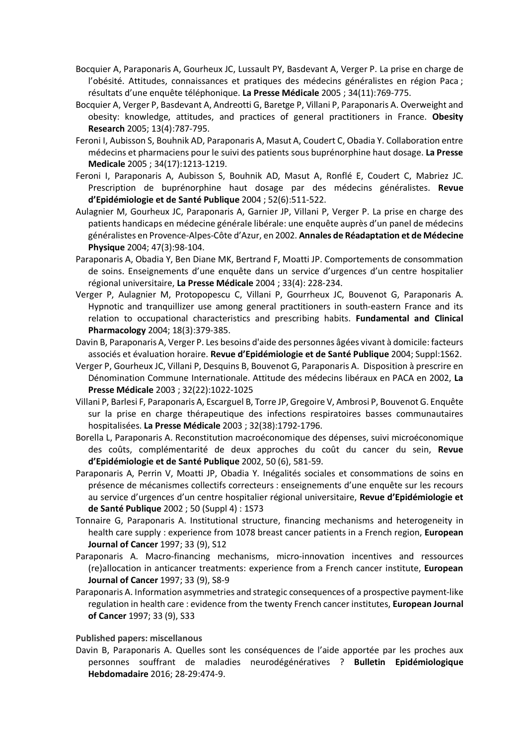Bocquier A, Paraponaris A, Gourheux JC, Lussault PY, Basdevant A, Verger P. La prise en charge de l'obésité. Attitudes, connaissances et pratiques des médecins généralistes en région Paca ; résultats d'une enquête téléphonique. **La Presse Médicale** 2005 ; 34(11):769-775.

Bocquier A, Verger P, Basdevant A, Andreotti G, Baretge P, Villani P, Paraponaris A. Overweight and obesity: knowledge, attitudes, and practices of general practitioners in France. **Obesity Research** 2005; 13(4):787-795.

Feroni I, Aubisson S, Bouhnik AD, Paraponaris A, Masut A, Coudert C, Obadia Y. Collaboration entre médecins et pharmaciens pour le suivi des patients sous buprénorphine haut dosage. **La Presse Medicale** 2005 ; 34(17):1213-1219.

Feroni I, Paraponaris A, Aubisson S, Bouhnik AD, Masut A, Ronflé E, Coudert C, Mabriez JC. Prescription de buprénorphine haut dosage par des médecins généralistes. **Revue d'Epidémiologie et de Santé Publique** 2004 ; 52(6):511-522.

Aulagnier M, Gourheux JC, Paraponaris A, Garnier JP, Villani P, Verger P. La prise en charge des patients handicaps en médecine générale libérale: une enquête auprès d'un panel de médecins généralistes en Provence-Alpes-Côte d'Azur, en 2002. **Annales de Réadaptation et de Médecine Physique** 2004; 47(3):98-104.

Paraponaris A, Obadia Y, Ben Diane MK, Bertrand F, Moatti JP. Comportements de consommation de soins. Enseignements d'une enquête dans un service d'urgences d'un centre hospitalier régional universitaire, **La Presse Médicale** 2004 ; 33(4): 228-234.

Verger P, Aulagnier M, Protopopescu C, Villani P, Gourrheux JC, Bouvenot G, Paraponaris A. Hypnotic and tranquillizer use among general practitioners in south-eastern France and its relation to occupational characteristics and prescribing habits. **Fundamental and Clinical Pharmacology** 2004; 18(3):379-385.

Davin B, Paraponaris A, Verger P. Les besoins d'aide des personnes âgées vivant à domicile: facteurs associés et évaluation horaire. **Revue d'Epidémiologie et de Santé Publique** 2004; Suppl:1S62.

Verger P, Gourheux JC, Villani P, Desquins B, Bouvenot G, Paraponaris A. Disposition à prescrire en Dénomination Commune Internationale. Attitude des médecins libéraux en PACA en 2002, **La Presse Médicale** 2003 ; 32(22):1022-1025

Villani P, Barlesi F, Paraponaris A, Escarguel B, Torre JP, Gregoire V, Ambrosi P, Bouvenot G. Enquête sur la prise en charge thérapeutique des infections respiratoires basses communautaires hospitalisées. **La Presse Médicale** 2003 ; 32(38):1792-1796.

Borella L, Paraponaris A. Reconstitution macroéconomique des dépenses, suivi microéconomique des coûts, complémentarité de deux approches du coût du cancer du sein, **Revue d'Epidémiologie et de Santé Publique** 2002, 50 (6), 581-59.

Paraponaris A, Perrin V, Moatti JP, Obadia Y. Inégalités sociales et consommations de soins en présence de mécanismes collectifs correcteurs : enseignements d'une enquête sur les recours au service d'urgences d'un centre hospitalier régional universitaire, **Revue d'Epidémiologie et de Santé Publique** 2002 ; 50 (Suppl 4) : 1S73

Tonnaire G, Paraponaris A. Institutional structure, financing mechanisms and heterogeneity in health care supply : experience from 1078 breast cancer patients in a French region, **European Journal of Cancer** 1997; 33 (9), S12

Paraponaris A. Macro-financing mechanisms, micro-innovation incentives and ressources (re)allocation in anticancer treatments: experience from a French cancer institute, **European Journal of Cancer** 1997; 33 (9), S8-9

Paraponaris A. Information asymmetries and strategic consequences of a prospective payment-like regulation in health care : evidence from the twenty French cancer institutes, **European Journal of Cancer** 1997; 33 (9), S33

**Published papers: miscellanous**

Davin B, Paraponaris A. Quelles sont les conséquences de l'aide apportée par les proches aux personnes souffrant de maladies neurodégénératives ? **Bulletin Epidémiologique Hebdomadaire** 2016; 28-29:474-9.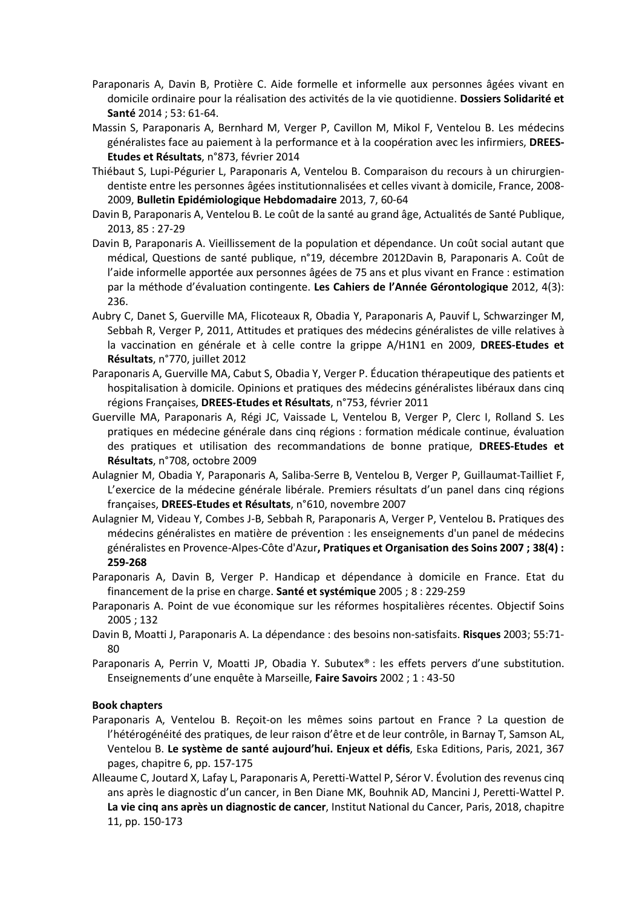Paraponaris A, Davin B, Protière C. Aide formelle et informelle aux personnes âgées vivant en domicile ordinaire pour la réalisation des activités de la vie quotidienne. **Dossiers Solidarité et Santé** 2014 ; 53: 61-64.

Massin S, Paraponaris A, Bernhard M, Verger P, Cavillon M, Mikol F, Ventelou B. Les médecins généralistes face au paiement à la performance et à la coopération avec les infirmiers, **DREES-Etudes et Résultats**, n°873, février 2014

Thiébaut S, Lupi-Pégurier L, Paraponaris A, Ventelou B. Comparaison du recours à un chirurgien-dentiste entre les personnes âgées institutionnalisées et celles vivant à domicile, France, 2008-2009, **Bulletin Epidémiologique Hebdomadaire** 2013, 7, 60-64

Davin B, Paraponaris A, Ventelou B. Le coût de la santé au grand âge, Actualités de Santé Publique, 2013, 85 : 27-29

Davin B, Paraponaris A. Vieillissement de la population et dépendance. Un coût social autant que médical, Questions de santé publique, n°19, décembre 2012Davin B, Paraponaris A. Coût de l'aide informelle apportée aux personnes âgées de 75 ans et plus vivant en France : estimation par la méthode d'évaluation contingente. **Les Cahiers de l'Année Gérontologique** 2012, 4(3): 236.

Aubry C, Danet S, Guerville MA, Flicoteaux R, Obadia Y, Paraponaris A, Pauvif L, Schwarzinger M, Sebbah R, Verger P, 2011, Attitudes et pratiques des médecins généralistes de ville relatives à la vaccination en générale et à celle contre la grippe A/H1N1 en 2009, **DREES-Etudes et Résultats**, n°770, juillet 2012

Paraponaris A, Guerville MA, Cabut S, Obadia Y, Verger P. Éducation thérapeutique des patients et hospitalisation à domicile. Opinions et pratiques des médecins généralistes libéraux dans cinq régions Françaises, **DREES-Etudes et Résultats**, n°753, février 2011

Guerville MA, Paraponaris A, Régi JC, Vaissade L, Ventelou B, Verger P, Clerc I, Rolland S. Les pratiques en médecine générale dans cinq régions : formation médicale continue, évaluation des pratiques et utilisation des recommandations de bonne pratique, **DREES-Etudes et Résultats**, n°708, octobre 2009

Aulagnier M, Obadia Y, Paraponaris A, Saliba-Serre B, Ventelou B, Verger P, Guillaumat-Tailliet F, L'exercice de la médecine générale libérale. Premiers résultats d'un panel dans cinq régions françaises, **DREES-Etudes et Résultats**, n°610, novembre 2007

Aulagnier M, Videau Y, Combes J-B, Sebbah R, Paraponaris A, Verger P, Ventelou B**.** Pratiques des médecins généralistes en matière de prévention : les enseignements d'un panel de médecins généralistes en Provence-Alpes-Côte d'Azur**, Pratiques et Organisation des Soins 2007 ; 38(4) : 259-268**

Paraponaris A, Davin B, Verger P. Handicap et dépendance à domicile en France. Etat du financement de la prise en charge. **Santé et systémique** 2005 ; 8 : 229-259

Paraponaris A. Point de vue économique sur les réformes hospitalières récentes. Objectif Soins 2005 ; 132

Davin B, Moatti J, Paraponaris A. La dépendance : des besoins non-satisfaits. **Risques** 2003; 55:71-80

Paraponaris A, Perrin V, Moatti JP, Obadia Y. Subutex® : les effets pervers d'une substitution. Enseignements d'une enquête à Marseille, **Faire Savoirs** 2002 ; 1 : 43-50

**Book chapters**

Paraponaris A, Ventelou B. Reçoit-on les mêmes soins partout en France ? La question de l'hétérogénéité des pratiques, de leur raison d'être et de leur contrôle, in Barnay T, Samson AL, Ventelou B. **Le système de santé aujourd'hui. Enjeux et défis**, Eska Editions, Paris, 2021, 367 pages, chapitre 6, pp. 157-175

Alleaume C, Joutard X, Lafay L, Paraponaris A, Peretti-Wattel P, Séror V. Évolution des revenus cinq ans après le diagnostic d'un cancer, in Ben Diane MK, Bouhnik AD, Mancini J, Peretti-Wattel P. **La vie cinq ans après un diagnostic de cancer**, Institut National du Cancer, Paris, 2018, chapitre 11, pp. 150-173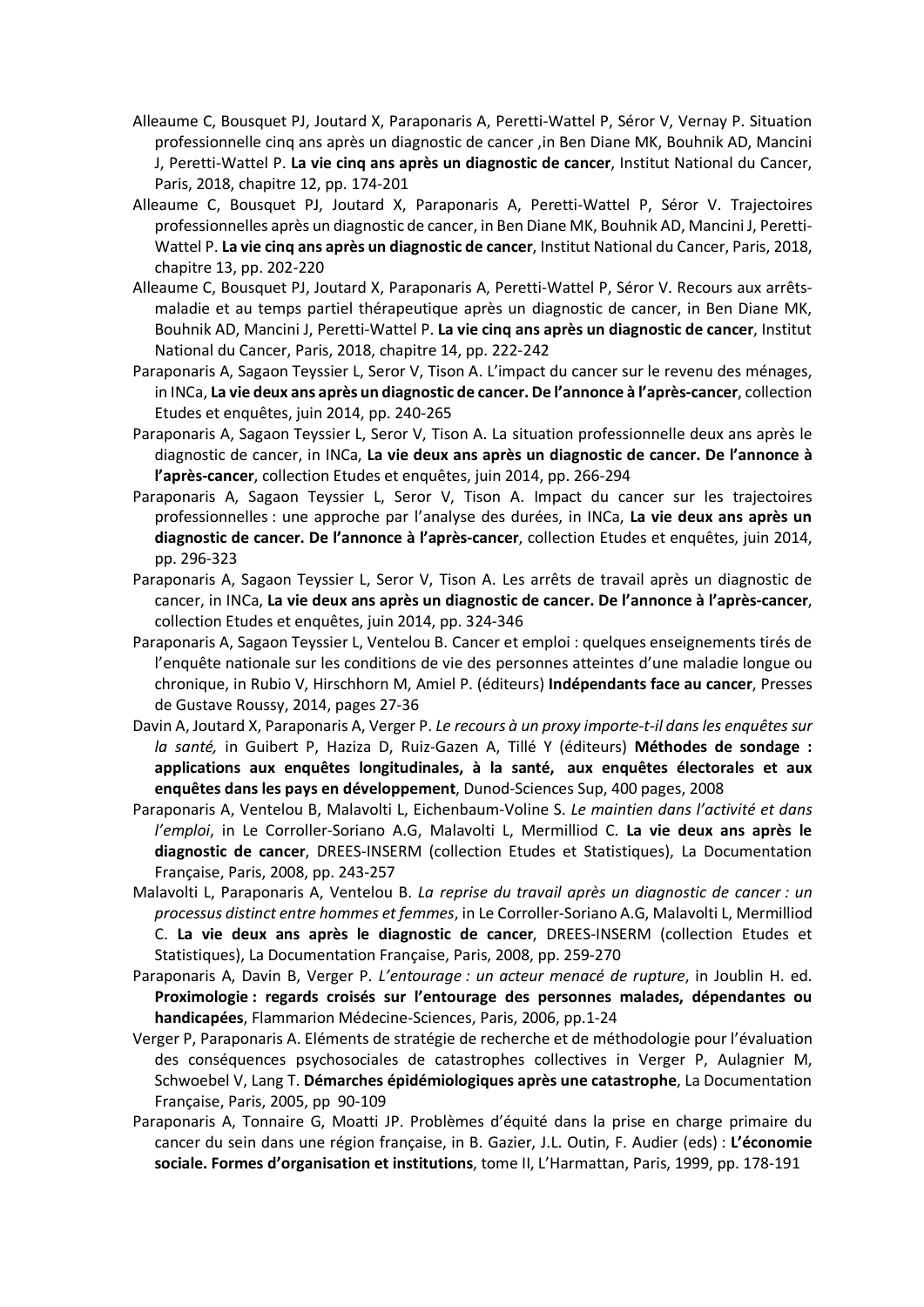Alleaume C, Bousquet PJ, Joutard X, Paraponaris A, Peretti-Wattel P, Séror V, Vernay P. Situation professionnelle cinq ans après un diagnostic de cancer ,in Ben Diane MK, Bouhnik AD, Mancini J, Peretti-Wattel P. **La vie cinq ans après un diagnostic de cancer**, Institut National du Cancer, Paris, 2018, chapitre 12, pp. 174-201

Alleaume C, Bousquet PJ, Joutard X, Paraponaris A, Peretti-Wattel P, Séror V. Trajectoires professionnelles après un diagnostic de cancer, in Ben Diane MK, Bouhnik AD, Mancini J, Peretti-Wattel P. **La vie cinq ans après un diagnostic de cancer**, Institut National du Cancer, Paris, 2018, chapitre 13, pp. 202-220

Alleaume C, Bousquet PJ, Joutard X, Paraponaris A, Peretti-Wattel P, Séror V. Recours aux arrêts-maladie et au temps partiel thérapeutique après un diagnostic de cancer, in Ben Diane MK, Bouhnik AD, Mancini J, Peretti-Wattel P. **La vie cinq ans après un diagnostic de cancer**, Institut National du Cancer, Paris, 2018, chapitre 14, pp. 222-242

Paraponaris A, Sagaon Teyssier L, Seror V, Tison A. L'impact du cancer sur le revenu des ménages, in INCa, **La vie deux ans après un diagnostic de cancer. De l'annonce à l'après-cancer**, collection Etudes et enquêtes, juin 2014, pp. 240-265

Paraponaris A, Sagaon Teyssier L, Seror V, Tison A. La situation professionnelle deux ans après le diagnostic de cancer, in INCa, **La vie deux ans après un diagnostic de cancer. De l'annonce à l'après-cancer**, collection Etudes et enquêtes, juin 2014, pp. 266-294

Paraponaris A, Sagaon Teyssier L, Seror V, Tison A. Impact du cancer sur les trajectoires professionnelles : une approche par l'analyse des durées, in INCa, **La vie deux ans après un diagnostic de cancer. De l'annonce à l'après-cancer**, collection Etudes et enquêtes, juin 2014, pp. 296-323

Paraponaris A, Sagaon Teyssier L, Seror V, Tison A. Les arrêts de travail après un diagnostic de cancer, in INCa, **La vie deux ans après un diagnostic de cancer. De l'annonce à l'après-cancer**, collection Etudes et enquêtes, juin 2014, pp. 324-346

Paraponaris A, Sagaon Teyssier L, Ventelou B. Cancer et emploi : quelques enseignements tirés de l'enquête nationale sur les conditions de vie des personnes atteintes d'une maladie longue ou chronique, in Rubio V, Hirschhorn M, Amiel P. (éditeurs) **Indépendants face au cancer**, Presses de Gustave Roussy, 2014, pages 27-36

Davin A, Joutard X, Paraponaris A, Verger P. *Le recours à un proxy importe-t-il dans les enquêtes sur la santé,* in Guibert P, Haziza D, Ruiz-Gazen A, Tillé Y (éditeurs) **Méthodes de sondage : applications aux enquêtes longitudinales, à la santé, aux enquêtes électorales et aux enquêtes dans les pays en développement**, Dunod-Sciences Sup, 400 pages, 2008

Paraponaris A, Ventelou B, Malavolti L, Eichenbaum-Voline S. *Le maintien dans l'activité et dans l'emploi*, in Le Corroller-Soriano A.G, Malavolti L, Mermilliod C. **La vie deux ans après le diagnostic de cancer**, DREES-INSERM (collection Etudes et Statistiques), La Documentation Française, Paris, 2008, pp. 243-257

Malavolti L, Paraponaris A, Ventelou B. *La reprise du travail après un diagnostic de cancer : un processus distinct entre hommes et femmes*, in Le Corroller-Soriano A.G, Malavolti L, Mermilliod C. **La vie deux ans après le diagnostic de cancer**, DREES-INSERM (collection Etudes et Statistiques), La Documentation Française, Paris, 2008, pp. 259-270

Paraponaris A, Davin B, Verger P. *L'entourage : un acteur menacé de rupture*, in Joublin H. ed. **Proximologie : regards croisés sur l'entourage des personnes malades, dépendantes ou handicapées**, Flammarion Médecine-Sciences, Paris, 2006, pp.1-24

Verger P, Paraponaris A. Eléments de stratégie de recherche et de méthodologie pour l'évaluation des conséquences psychosociales de catastrophes collectives in Verger P, Aulagnier M, Schwoebel V, Lang T. **Démarches épidémiologiques après une catastrophe**, La Documentation Française, Paris, 2005, pp 90-109

Paraponaris A, Tonnaire G, Moatti JP. Problèmes d'équité dans la prise en charge primaire du cancer du sein dans une région française, in B. Gazier, J.L. Outin, F. Audier (eds) : **L'économie sociale. Formes d'organisation et institutions**, tome II, L'Harmattan, Paris, 1999, pp. 178-191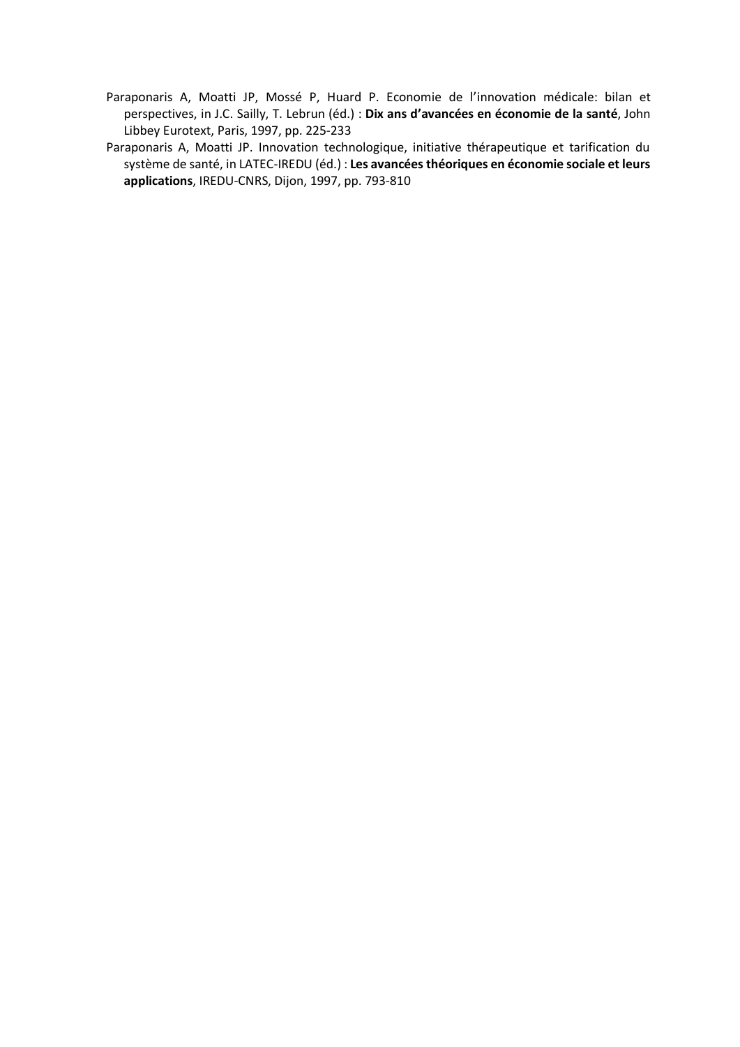Paraponaris A, Moatti JP, Mossé P, Huard P. Economie de l'innovation médicale: bilan et perspectives, in J.C. Sailly, T. Lebrun (éd.) : **Dix ans d'avancées en économie de la santé**, John Libbey Eurotext, Paris, 1997, pp. 225-233

Paraponaris A, Moatti JP. Innovation technologique, initiative thérapeutique et tarification du système de santé, in LATEC-IREDU (éd.) : **Les avancées théoriques en économie sociale et leurs applications**, IREDU-CNRS, Dijon, 1997, pp. 793-810